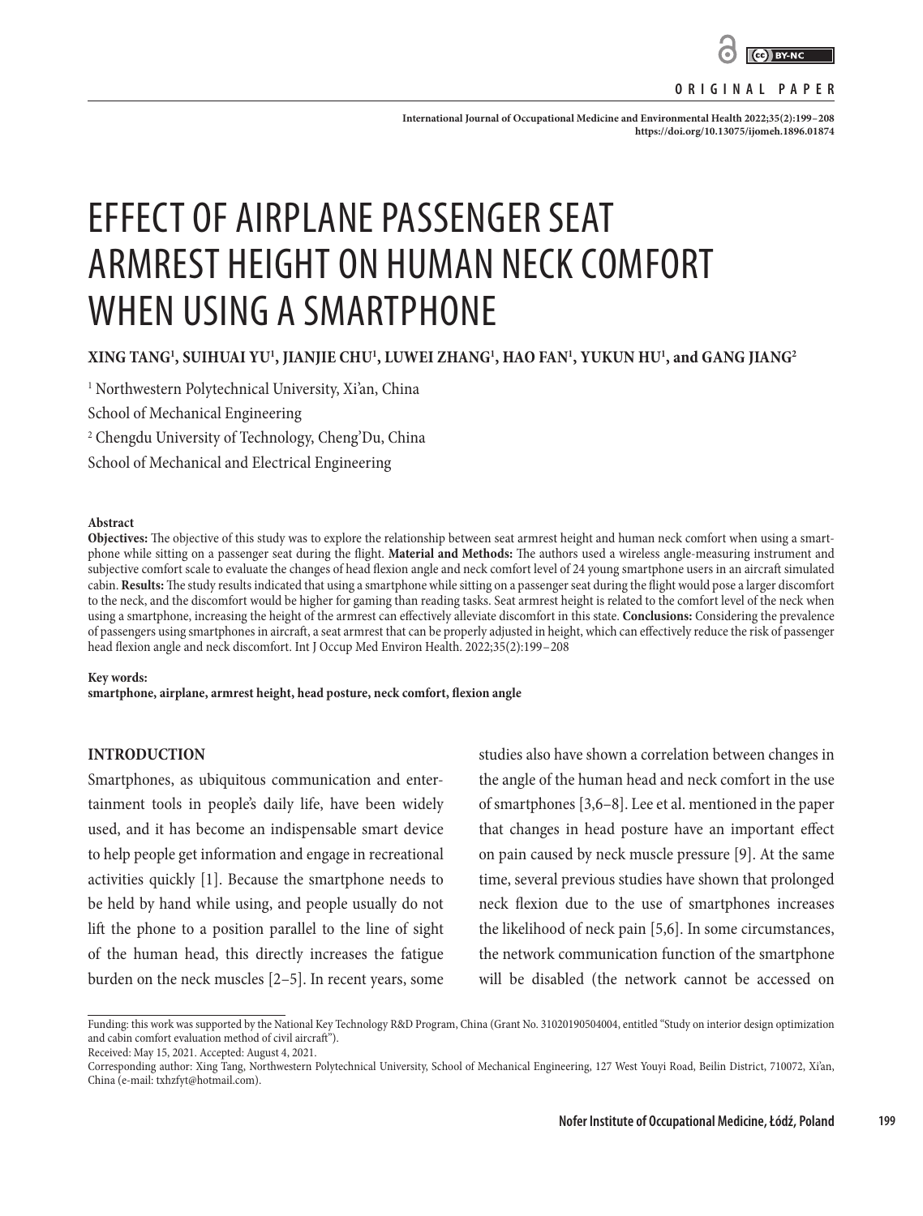ORIGINAL PAPER

# EFFECT OF AIRPLANE PASSENGER SEAT ARMREST HEIGHT ON HUMAN NECK COMFORT WHEN USING A SMARTPHONE

**XING TANG[1], SUIHUAI YU[1], JIANJIE CHU[1], LUWEI ZHANG[1], HAO FAN[1], YUKUN HU[1], and GANG JIANG[2]**

[1] Northwestern Polytechnical University, Xi'an, China
School of Mechanical Engineering

[2] Chengdu University of Technology, Cheng'Du, China
School of Mechanical and Electrical Engineering

**Abstract**

**Objectives:** The objective of this study was to explore the relationship between seat armrest height and human neck comfort when using a smartphone while sitting on a passenger seat during the flight. **Material and Methods:** The authors used a wireless angle-measuring instrument and subjective comfort scale to evaluate the changes of head flexion angle and neck comfort level of 24 young smartphone users in an aircraft simulated cabin. **Results:** The study results indicated that using a smartphone while sitting on a passenger seat during the flight would pose a larger discomfort to the neck, and the discomfort would be higher for gaming than reading tasks. Seat armrest height is related to the comfort level of the neck when using a smartphone, increasing the height of the armrest can effectively alleviate discomfort in this state. **Conclusions:** Considering the prevalence of passengers using smartphones in aircraft, a seat armrest that can be properly adjusted in height, which can effectively reduce the risk of passenger head flexion angle and neck discomfort. Int J Occup Med Environ Health. 2022;35(2):199–208

**Key words:**
**smartphone, airplane, armrest height, head posture, neck comfort, flexion angle**

## INTRODUCTION

Smartphones, as ubiquitous communication and entertainment tools in people's daily life, have been widely used, and it has become an indispensable smart device to help people get information and engage in recreational activities quickly [1]. Because the smartphone needs to be held by hand while using, and people usually do not lift the phone to a position parallel to the line of sight of the human head, this directly increases the fatigue burden on the neck muscles [2–5]. In recent years, some studies also have shown a correlation between changes in the angle of the human head and neck comfort in the use of smartphones [3,6–8]. Lee et al. mentioned in the paper that changes in head posture have an important effect on pain caused by neck muscle pressure [9]. At the same time, several previous studies have shown that prolonged neck flexion due to the use of smartphones increases the likelihood of neck pain [5,6]. In some circumstances, the network communication function of the smartphone will be disabled (the network cannot be accessed on

---

Funding: this work was supported by the National Key Technology R&D Program, China (Grant No. 31020190504004, entitled "Study on interior design optimization and cabin comfort evaluation method of civil aircraft").
Received: May 15, 2021. Accepted: August 4, 2021.
Corresponding author: Xing Tang, Northwestern Polytechnical University, School of Mechanical Engineering, 127 West Youyi Road, Beilin District, 710072, Xi'an, China (e-mail: txhzfyt@hotmail.com).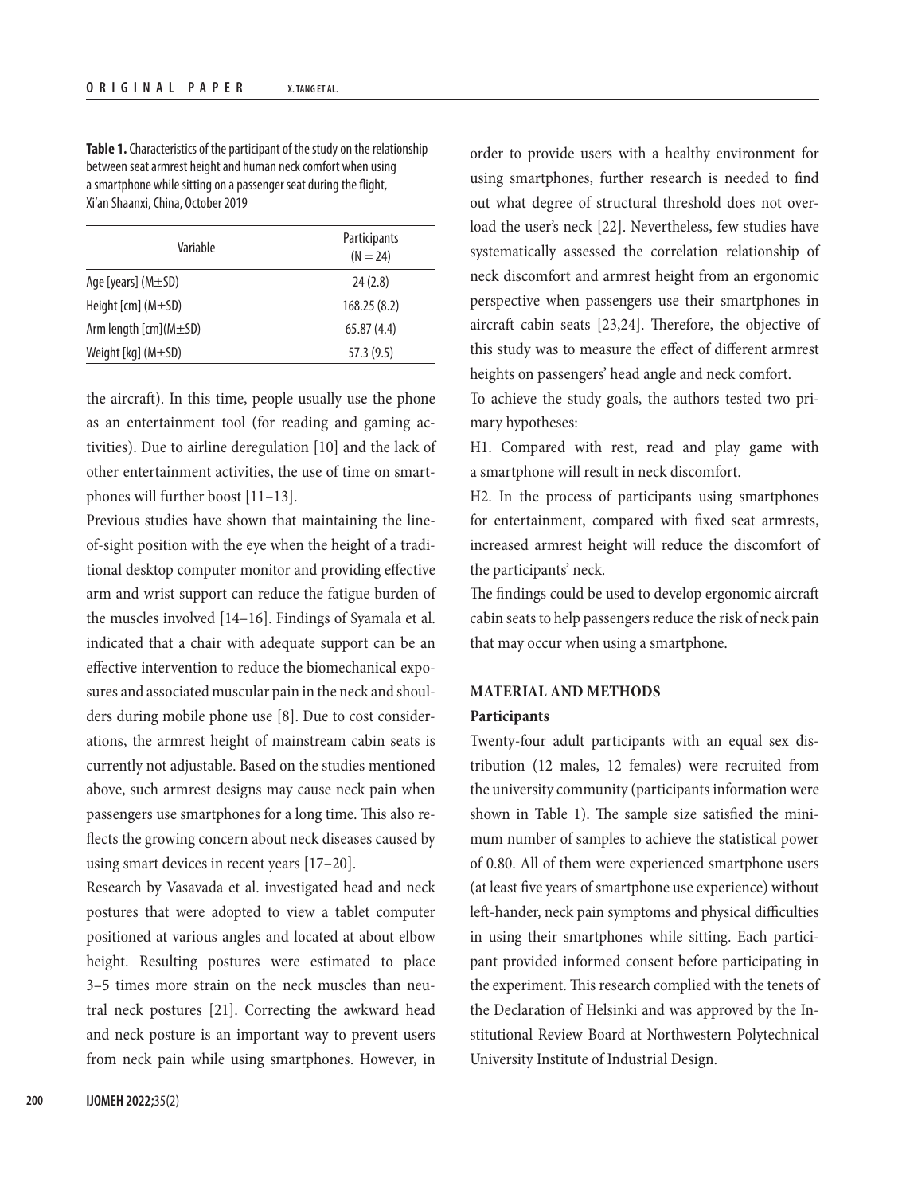**Table 1.** Characteristics of the participant of the study on the relationship between seat armrest height and human neck comfort when using a smartphone while sitting on a passenger seat during the flight, Xi'an Shaanxi, China, October 2019

| Variable | Participants (N = 24) |
|---|---|
| Age [years] (M±SD) | 24 (2.8) |
| Height [cm] (M±SD) | 168.25 (8.2) |
| Arm length [cm](M±SD) | 65.87 (4.4) |
| Weight [kg] (M±SD) | 57.3 (9.5) |

the aircraft). In this time, people usually use the phone as an entertainment tool (for reading and gaming activities). Due to airline deregulation [10] and the lack of other entertainment activities, the use of time on smartphones will further boost [11–13].

Previous studies have shown that maintaining the line-of-sight position with the eye when the height of a traditional desktop computer monitor and providing effective arm and wrist support can reduce the fatigue burden of the muscles involved [14–16]. Findings of Syamala et al. indicated that a chair with adequate support can be an effective intervention to reduce the biomechanical exposures and associated muscular pain in the neck and shoulders during mobile phone use [8]. Due to cost considerations, the armrest height of mainstream cabin seats is currently not adjustable. Based on the studies mentioned above, such armrest designs may cause neck pain when passengers use smartphones for a long time. This also reflects the growing concern about neck diseases caused by using smart devices in recent years [17–20].

Research by Vasavada et al. investigated head and neck postures that were adopted to view a tablet computer positioned at various angles and located at about elbow height. Resulting postures were estimated to place 3–5 times more strain on the neck muscles than neutral neck postures [21]. Correcting the awkward head and neck posture is an important way to prevent users from neck pain while using smartphones. However, in order to provide users with a healthy environment for using smartphones, further research is needed to find out what degree of structural threshold does not overload the user's neck [22]. Nevertheless, few studies have systematically assessed the correlation relationship of neck discomfort and armrest height from an ergonomic perspective when passengers use their smartphones in aircraft cabin seats [23,24]. Therefore, the objective of this study was to measure the effect of different armrest heights on passengers' head angle and neck comfort.

To achieve the study goals, the authors tested two primary hypotheses:

H1. Compared with rest, read and play game with a smartphone will result in neck discomfort.

H2. In the process of participants using smartphones for entertainment, compared with fixed seat armrests, increased armrest height will reduce the discomfort of the participants' neck.

The findings could be used to develop ergonomic aircraft cabin seats to help passengers reduce the risk of neck pain that may occur when using a smartphone.

## MATERIAL AND METHODS

### Participants

Twenty-four adult participants with an equal sex distribution (12 males, 12 females) were recruited from the university community (participants information were shown in Table 1). The sample size satisfied the minimum number of samples to achieve the statistical power of 0.80. All of them were experienced smartphone users (at least five years of smartphone use experience) without left-hander, neck pain symptoms and physical difficulties in using their smartphones while sitting. Each participant provided informed consent before participating in the experiment. This research complied with the tenets of the Declaration of Helsinki and was approved by the Institutional Review Board at Northwestern Polytechnical University Institute of Industrial Design.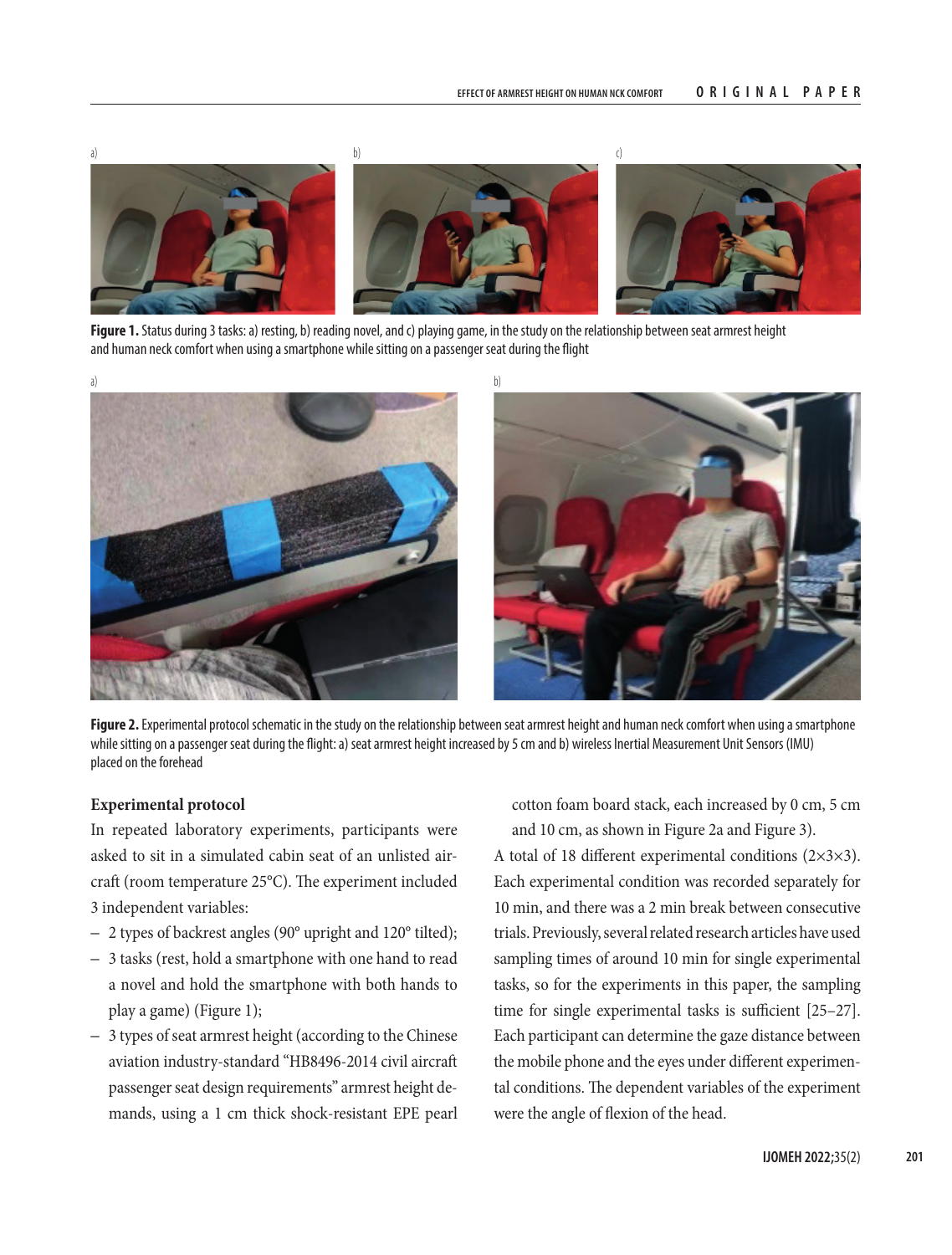Figure 1. Status during 3 tasks: a) resting, b) reading novel, and c) playing game, in the study on the relationship between seat armrest height and human neck comfort when using a smartphone while sitting on a passenger seat during the flight

Figure 2. Experimental protocol schematic in the study on the relationship between seat armrest height and human neck comfort when using a smartphone while sitting on a passenger seat during the flight: a) seat armrest height increased by 5 cm and b) wireless Inertial Measurement Unit Sensors (IMU) placed on the forehead

**Experimental protocol**

In repeated laboratory experiments, participants were asked to sit in a simulated cabin seat of an unlisted aircraft (room temperature 25°C). The experiment included 3 independent variables:

- 2 types of backrest angles (90° upright and 120° tilted);
- 3 tasks (rest, hold a smartphone with one hand to read a novel and hold the smartphone with both hands to play a game) (Figure 1);
- 3 types of seat armrest height (according to the Chinese aviation industry-standard "HB8496-2014 civil aircraft passenger seat design requirements" armrest height demands, using a 1 cm thick shock-resistant EPE pearl cotton foam board stack, each increased by 0 cm, 5 cm and 10 cm, as shown in Figure 2a and Figure 3).

A total of 18 different experimental conditions (2×3×3). Each experimental condition was recorded separately for 10 min, and there was a 2 min break between consecutive trials. Previously, several related research articles have used sampling times of around 10 min for single experimental tasks, so for the experiments in this paper, the sampling time for single experimental tasks is sufficient [25–27]. Each participant can determine the gaze distance between the mobile phone and the eyes under different experimental conditions. The dependent variables of the experiment were the angle of flexion of the head.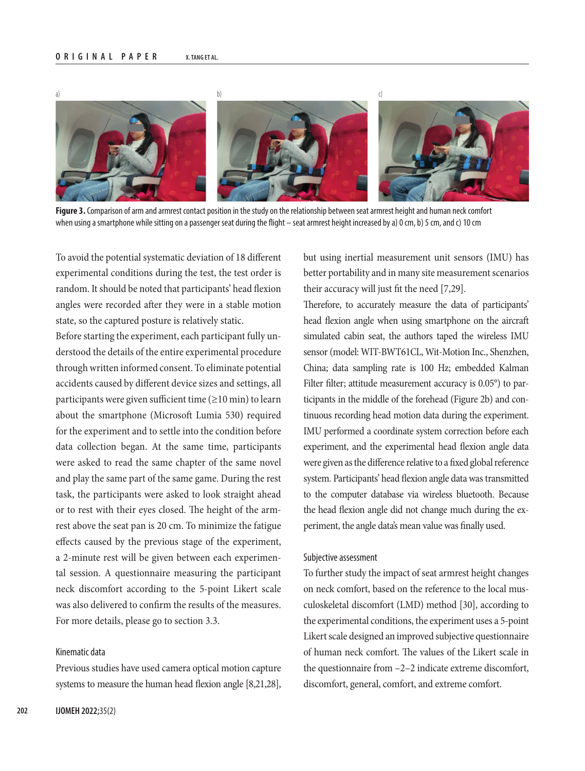Figure 3. Comparison of arm and armrest contact position in the study on the relationship between seat armrest height and human neck comfort when using a smartphone while sitting on a passenger seat during the flight – seat armrest height increased by a) 0 cm, b) 5 cm, and c) 10 cm

To avoid the potential systematic deviation of 18 different experimental conditions during the test, the test order is random. It should be noted that participants' head flexion angles were recorded after they were in a stable motion state, so the captured posture is relatively static.

Before starting the experiment, each participant fully understood the details of the entire experimental procedure through written informed consent. To eliminate potential accidents caused by different device sizes and settings, all participants were given sufficient time (≥10 min) to learn about the smartphone (Microsoft Lumia 530) required for the experiment and to settle into the condition before data collection began. At the same time, participants were asked to read the same chapter of the same novel and play the same part of the same game. During the rest task, the participants were asked to look straight ahead or to rest with their eyes closed. The height of the armrest above the seat pan is 20 cm. To minimize the fatigue effects caused by the previous stage of the experiment, a 2-minute rest will be given between each experimental session. A questionnaire measuring the participant neck discomfort according to the 5-point Likert scale was also delivered to confirm the results of the measures. For more details, please go to section 3.3.

### Kinematic data

Previous studies have used camera optical motion capture systems to measure the human head flexion angle [8,21,28], but using inertial measurement unit sensors (IMU) has better portability and in many site measurement scenarios their accuracy will just fit the need [7,29].

Therefore, to accurately measure the data of participants' head flexion angle when using smartphone on the aircraft simulated cabin seat, the authors taped the wireless IMU sensor (model: WIT-BWT61CL, Wit-Motion Inc., Shenzhen, China; data sampling rate is 100 Hz; embedded Kalman Filter filter; attitude measurement accuracy is 0.05°) to participants in the middle of the forehead (Figure 2b) and continuous recording head motion data during the experiment. IMU performed a coordinate system correction before each experiment, and the experimental head flexion angle data were given as the difference relative to a fixed global reference system. Participants' head flexion angle data was transmitted to the computer database via wireless bluetooth. Because the head flexion angle did not change much during the experiment, the angle data's mean value was finally used.

### Subjective assessment

To further study the impact of seat armrest height changes on neck comfort, based on the reference to the local musculoskeletal discomfort (LMD) method [30], according to the experimental conditions, the experiment uses a 5-point Likert scale designed an improved subjective questionnaire of human neck comfort. The values of the Likert scale in the questionnaire from −2–2 indicate extreme discomfort, discomfort, general, comfort, and extreme comfort.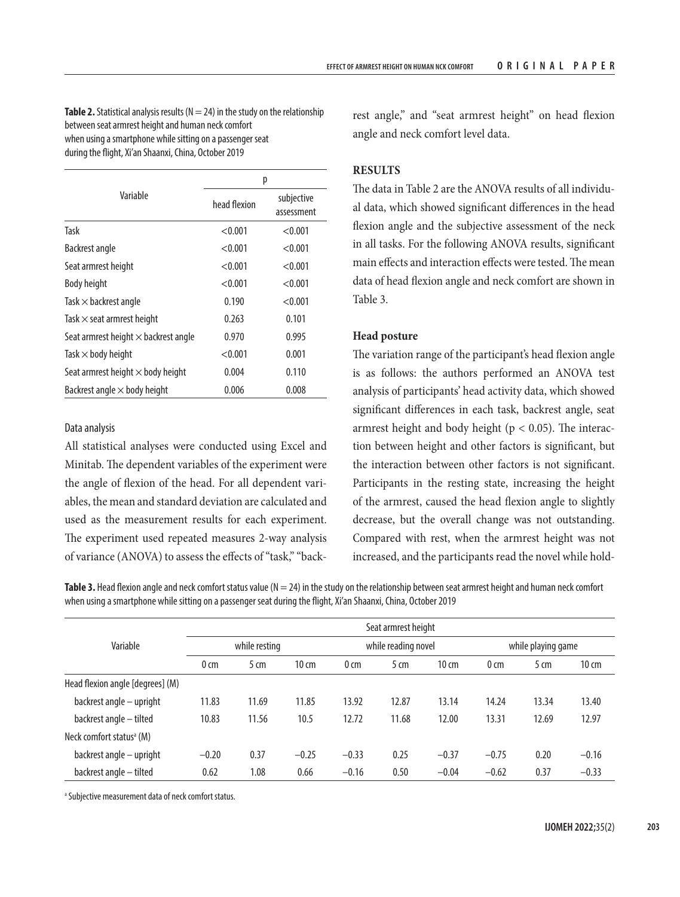**Table 2.** Statistical analysis results (N = 24) in the study on the relationship between seat armrest height and human neck comfort when using a smartphone while sitting on a passenger seat during the flight, Xi'an Shaanxi, China, October 2019

| Variable | p | |
|---|---|---|
| | head flexion | subjective assessment |
| Task | <0.001 | <0.001 |
| Backrest angle | <0.001 | <0.001 |
| Seat armrest height | <0.001 | <0.001 |
| Body height | <0.001 | <0.001 |
| Task × backrest angle | 0.190 | <0.001 |
| Task × seat armrest height | 0.263 | 0.101 |
| Seat armrest height × backrest angle | 0.970 | 0.995 |
| Task × body height | <0.001 | 0.001 |
| Seat armrest height × body height | 0.004 | 0.110 |
| Backrest angle × body height | 0.006 | 0.008 |

Data analysis

All statistical analyses were conducted using Excel and Minitab. The dependent variables of the experiment were the angle of flexion of the head. For all dependent variables, the mean and standard deviation are calculated and used as the measurement results for each experiment. The experiment used repeated measures 2-way analysis of variance (ANOVA) to assess the effects of "task," "backrest angle," and "seat armrest height" on head flexion angle and neck comfort level data.

## RESULTS

The data in Table 2 are the ANOVA results of all individual data, which showed significant differences in the head flexion angle and the subjective assessment of the neck in all tasks. For the following ANOVA results, significant main effects and interaction effects were tested. The mean data of head flexion angle and neck comfort are shown in Table 3.

### Head posture

The variation range of the participant's head flexion angle is as follows: the authors performed an ANOVA test analysis of participants' head activity data, which showed significant differences in each task, backrest angle, seat armrest height and body height ($p < 0.05$). The interaction between height and other factors is significant, but the interaction between other factors is not significant. Participants in the resting state, increasing the height of the armrest, caused the head flexion angle to slightly decrease, but the overall change was not outstanding. Compared with rest, when the armrest height was not increased, and the participants read the novel while hold-

**Table 3.** Head flexion angle and neck comfort status value (N = 24) in the study on the relationship between seat armrest height and human neck comfort when using a smartphone while sitting on a passenger seat during the flight, Xi'an Shaanxi, China, October 2019

| Variable | Seat armrest height | | | | | | | | |
|---|---|---|---|---|---|---|---|---|---|
| | while resting | | | while reading novel | | | while playing game | | |
| | 0 cm | 5 cm | 10 cm | 0 cm | 5 cm | 10 cm | 0 cm | 5 cm | 10 cm |
| Head flexion angle [degrees] (M) | | | | | | | | | |
| backrest angle – upright | 11.83 | 11.69 | 11.85 | 13.92 | 12.87 | 13.14 | 14.24 | 13.34 | 13.40 |
| backrest angle – tilted | 10.83 | 11.56 | 10.5 | 12.72 | 11.68 | 12.00 | 13.31 | 12.69 | 12.97 |
| Neck comfort status[a] (M) | | | | | | | | | |
| backrest angle – upright | −0.20 | 0.37 | −0.25 | −0.33 | 0.25 | −0.37 | −0.75 | 0.20 | −0.16 |
| backrest angle – tilted | 0.62 | 1.08 | 0.66 | −0.16 | 0.50 | −0.04 | −0.62 | 0.37 | −0.33 |

[a] Subjective measurement data of neck comfort status.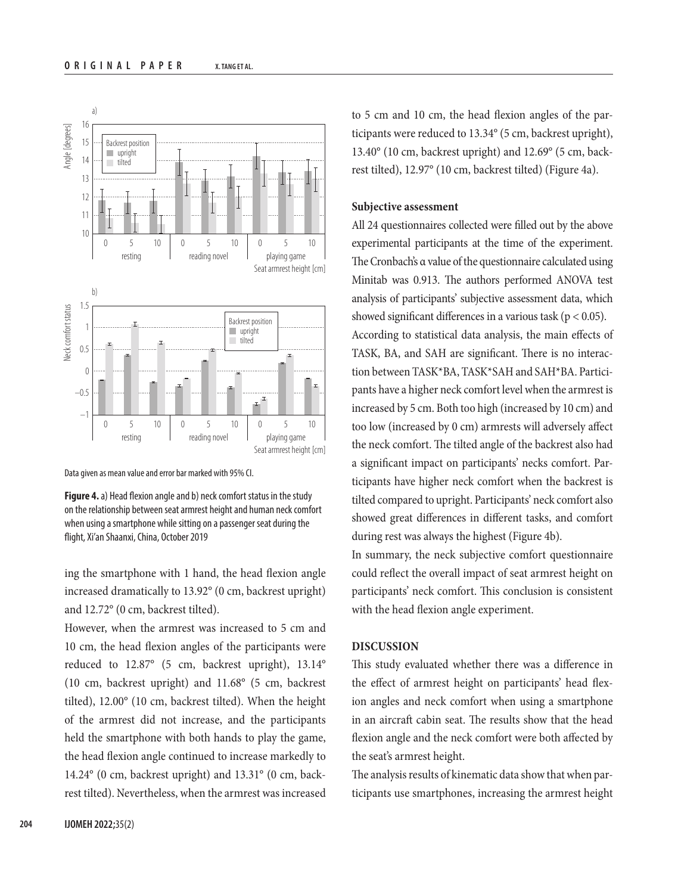Data given as mean value and error bar marked with 95% CI.

**Figure 4.** a) Head flexion angle and b) neck comfort status in the study on the relationship between seat armrest height and human neck comfort when using a smartphone while sitting on a passenger seat during the flight, Xi'an Shaanxi, China, October 2019

ing the smartphone with 1 hand, the head flexion angle increased dramatically to 13.92° (0 cm, backrest upright) and 12.72° (0 cm, backrest tilted).

However, when the armrest was increased to 5 cm and 10 cm, the head flexion angles of the participants were reduced to 12.87° (5 cm, backrest upright), 13.14° (10 cm, backrest upright) and 11.68° (5 cm, backrest tilted), 12.00° (10 cm, backrest tilted). When the height of the armrest did not increase, and the participants held the smartphone with both hands to play the game, the head flexion angle continued to increase markedly to 14.24° (0 cm, backrest upright) and 13.31° (0 cm, backrest tilted). Nevertheless, when the armrest was increased to 5 cm and 10 cm, the head flexion angles of the participants were reduced to 13.34° (5 cm, backrest upright), 13.40° (10 cm, backrest upright) and 12.69° (5 cm, backrest tilted), 12.97° (10 cm, backrest tilted) (Figure 4a).

### Subjective assessment

All 24 questionnaires collected were filled out by the above experimental participants at the time of the experiment. The Cronbach's α value of the questionnaire calculated using Minitab was 0.913. The authors performed ANOVA test analysis of participants' subjective assessment data, which showed significant differences in a various task ($p < 0.05$).

According to statistical data analysis, the main effects of TASK, BA, and SAH are significant. There is no interaction between TASK*BA, TASK*SAH and SAH*BA. Participants have a higher neck comfort level when the armrest is increased by 5 cm. Both too high (increased by 10 cm) and too low (increased by 0 cm) armrests will adversely affect the neck comfort. The tilted angle of the backrest also had a significant impact on participants' necks comfort. Participants have higher neck comfort when the backrest is tilted compared to upright. Participants' neck comfort also showed great differences in different tasks, and comfort during rest was always the highest (Figure 4b).

In summary, the neck subjective comfort questionnaire could reflect the overall impact of seat armrest height on participants' neck comfort. This conclusion is consistent with the head flexion angle experiment.

## DISCUSSION

This study evaluated whether there was a difference in the effect of armrest height on participants' head flexion angles and neck comfort when using a smartphone in an aircraft cabin seat. The results show that the head flexion angle and the neck comfort were both affected by the seat's armrest height.

The analysis results of kinematic data show that when participants use smartphones, increasing the armrest height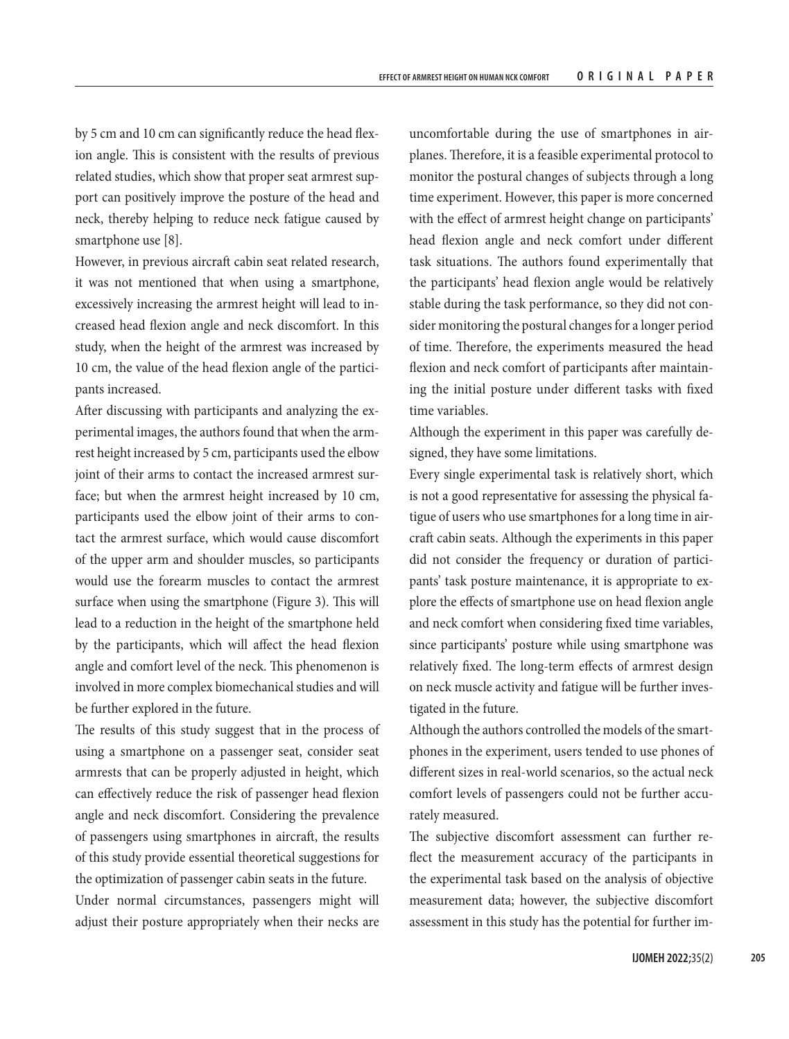by 5 cm and 10 cm can significantly reduce the head flexion angle. This is consistent with the results of previous related studies, which show that proper seat armrest support can positively improve the posture of the head and neck, thereby helping to reduce neck fatigue caused by smartphone use [8].

However, in previous aircraft cabin seat related research, it was not mentioned that when using a smartphone, excessively increasing the armrest height will lead to increased head flexion angle and neck discomfort. In this study, when the height of the armrest was increased by 10 cm, the value of the head flexion angle of the participants increased.

After discussing with participants and analyzing the experimental images, the authors found that when the armrest height increased by 5 cm, participants used the elbow joint of their arms to contact the increased armrest surface; but when the armrest height increased by 10 cm, participants used the elbow joint of their arms to contact the armrest surface, which would cause discomfort of the upper arm and shoulder muscles, so participants would use the forearm muscles to contact the armrest surface when using the smartphone (Figure 3). This will lead to a reduction in the height of the smartphone held by the participants, which will affect the head flexion angle and comfort level of the neck. This phenomenon is involved in more complex biomechanical studies and will be further explored in the future.

The results of this study suggest that in the process of using a smartphone on a passenger seat, consider seat armrests that can be properly adjusted in height, which can effectively reduce the risk of passenger head flexion angle and neck discomfort. Considering the prevalence of passengers using smartphones in aircraft, the results of this study provide essential theoretical suggestions for the optimization of passenger cabin seats in the future.

Under normal circumstances, passengers might will adjust their posture appropriately when their necks are uncomfortable during the use of smartphones in airplanes. Therefore, it is a feasible experimental protocol to monitor the postural changes of subjects through a long time experiment. However, this paper is more concerned with the effect of armrest height change on participants' head flexion angle and neck comfort under different task situations. The authors found experimentally that the participants' head flexion angle would be relatively stable during the task performance, so they did not consider monitoring the postural changes for a longer period of time. Therefore, the experiments measured the head flexion and neck comfort of participants after maintaining the initial posture under different tasks with fixed time variables.

Although the experiment in this paper was carefully designed, they have some limitations.

Every single experimental task is relatively short, which is not a good representative for assessing the physical fatigue of users who use smartphones for a long time in aircraft cabin seats. Although the experiments in this paper did not consider the frequency or duration of participants' task posture maintenance, it is appropriate to explore the effects of smartphone use on head flexion angle and neck comfort when considering fixed time variables, since participants' posture while using smartphone was relatively fixed. The long-term effects of armrest design on neck muscle activity and fatigue will be further investigated in the future.

Although the authors controlled the models of the smartphones in the experiment, users tended to use phones of different sizes in real-world scenarios, so the actual neck comfort levels of passengers could not be further accurately measured.

The subjective discomfort assessment can further reflect the measurement accuracy of the participants in the experimental task based on the analysis of objective measurement data; however, the subjective discomfort assessment in this study has the potential for further im-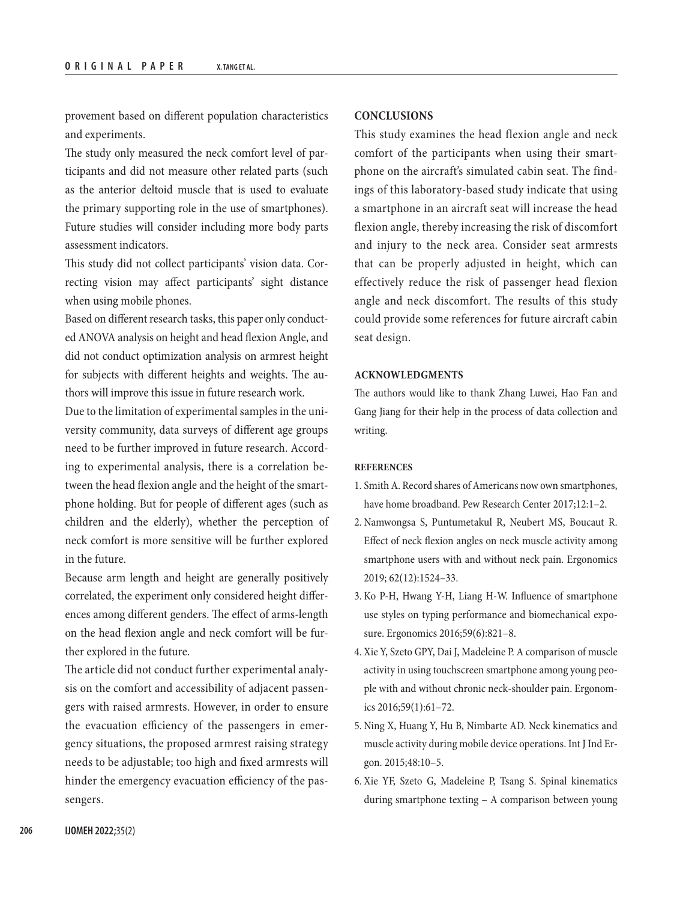provement based on different population characteristics and experiments.

The study only measured the neck comfort level of participants and did not measure other related parts (such as the anterior deltoid muscle that is used to evaluate the primary supporting role in the use of smartphones). Future studies will consider including more body parts assessment indicators.

This study did not collect participants' vision data. Correcting vision may affect participants' sight distance when using mobile phones.

Based on different research tasks, this paper only conducted ANOVA analysis on height and head flexion Angle, and did not conduct optimization analysis on armrest height for subjects with different heights and weights. The authors will improve this issue in future research work.

Due to the limitation of experimental samples in the university community, data surveys of different age groups need to be further improved in future research. According to experimental analysis, there is a correlation between the head flexion angle and the height of the smartphone holding. But for people of different ages (such as children and the elderly), whether the perception of neck comfort is more sensitive will be further explored in the future.

Because arm length and height are generally positively correlated, the experiment only considered height differences among different genders. The effect of arms-length on the head flexion angle and neck comfort will be further explored in the future.

The article did not conduct further experimental analysis on the comfort and accessibility of adjacent passengers with raised armrests. However, in order to ensure the evacuation efficiency of the passengers in emergency situations, the proposed armrest raising strategy needs to be adjustable; too high and fixed armrests will hinder the emergency evacuation efficiency of the passengers.

## CONCLUSIONS

This study examines the head flexion angle and neck comfort of the participants when using their smartphone on the aircraft's simulated cabin seat. The findings of this laboratory-based study indicate that using a smartphone in an aircraft seat will increase the head flexion angle, thereby increasing the risk of discomfort and injury to the neck area. Consider seat armrests that can be properly adjusted in height, which can effectively reduce the risk of passenger head flexion angle and neck discomfort. The results of this study could provide some references for future aircraft cabin seat design.

## ACKNOWLEDGMENTS

The authors would like to thank Zhang Luwei, Hao Fan and Gang Jiang for their help in the process of data collection and writing.

## REFERENCES

1. Smith A. Record shares of Americans now own smartphones, have home broadband. Pew Research Center 2017;12:1–2.
2. Namwongsa S, Puntumetakul R, Neubert MS, Boucaut R. Effect of neck flexion angles on neck muscle activity among smartphone users with and without neck pain. Ergonomics 2019; 62(12):1524–33.
3. Ko P-H, Hwang Y-H, Liang H-W. Influence of smartphone use styles on typing performance and biomechanical exposure. Ergonomics 2016;59(6):821–8.
4. Xie Y, Szeto GPY, Dai J, Madeleine P. A comparison of muscle activity in using touchscreen smartphone among young people with and without chronic neck-shoulder pain. Ergonomics 2016;59(1):61–72.
5. Ning X, Huang Y, Hu B, Nimbarte AD. Neck kinematics and muscle activity during mobile device operations. Int J Ind Ergon. 2015;48:10–5.
6. Xie YF, Szeto G, Madeleine P, Tsang S. Spinal kinematics during smartphone texting – A comparison between young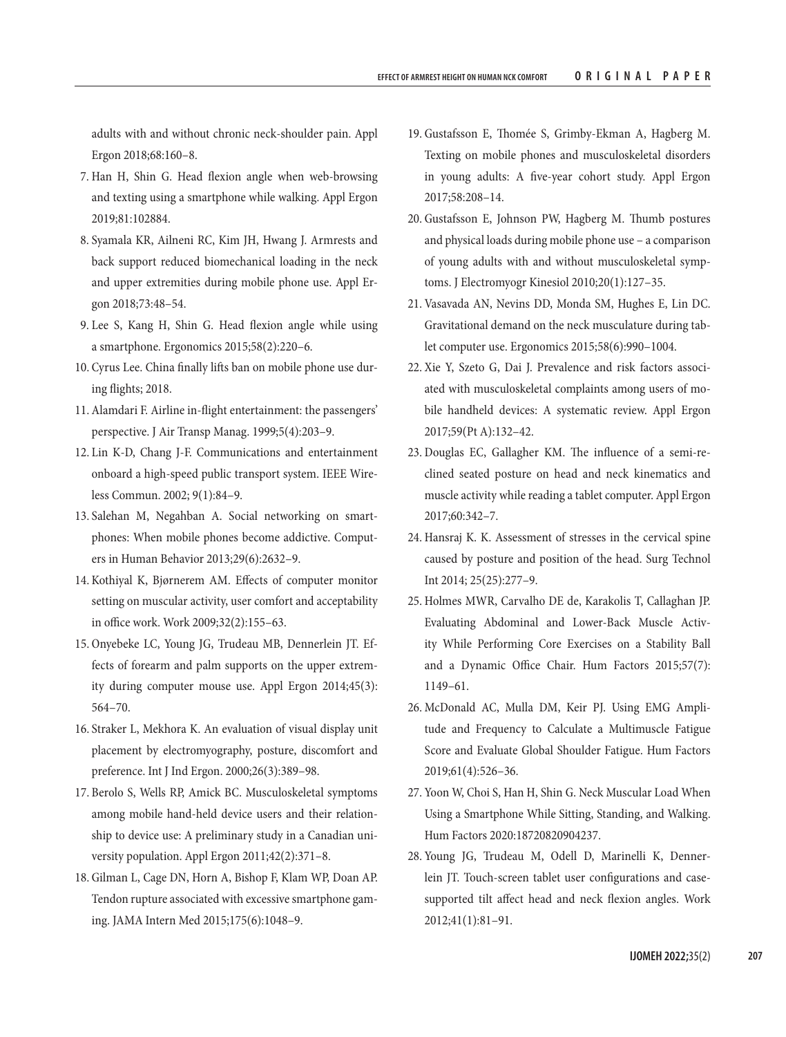adults with and without chronic neck-shoulder pain. Appl Ergon 2018;68:160–8.

7. Han H, Shin G. Head flexion angle when web-browsing and texting using a smartphone while walking. Appl Ergon 2019;81:102884.
8. Syamala KR, Ailneni RC, Kim JH, Hwang J. Armrests and back support reduced biomechanical loading in the neck and upper extremities during mobile phone use. Appl Ergon 2018;73:48–54.
9. Lee S, Kang H, Shin G. Head flexion angle while using a smartphone. Ergonomics 2015;58(2):220–6.
10. Cyrus Lee. China finally lifts ban on mobile phone use during flights; 2018.
11. Alamdari F. Airline in-flight entertainment: the passengers' perspective. J Air Transp Manag. 1999;5(4):203–9.
12. Lin K-D, Chang J-F. Communications and entertainment onboard a high-speed public transport system. IEEE Wireless Commun. 2002; 9(1):84–9.
13. Salehan M, Negahban A. Social networking on smartphones: When mobile phones become addictive. Computers in Human Behavior 2013;29(6):2632–9.
14. Kothiyal K, Bjørnerem AM. Effects of computer monitor setting on muscular activity, user comfort and acceptability in office work. Work 2009;32(2):155–63.
15. Onyebeke LC, Young JG, Trudeau MB, Dennerlein JT. Effects of forearm and palm supports on the upper extremity during computer mouse use. Appl Ergon 2014;45(3):564–70.
16. Straker L, Mekhora K. An evaluation of visual display unit placement by electromyography, posture, discomfort and preference. Int J Ind Ergon. 2000;26(3):389–98.
17. Berolo S, Wells RP, Amick BC. Musculoskeletal symptoms among mobile hand-held device users and their relationship to device use: A preliminary study in a Canadian university population. Appl Ergon 2011;42(2):371–8.
18. Gilman L, Cage DN, Horn A, Bishop F, Klam WP, Doan AP. Tendon rupture associated with excessive smartphone gaming. JAMA Intern Med 2015;175(6):1048–9.
19. Gustafsson E, Thomée S, Grimby-Ekman A, Hagberg M. Texting on mobile phones and musculoskeletal disorders in young adults: A five-year cohort study. Appl Ergon 2017;58:208–14.
20. Gustafsson E, Johnson PW, Hagberg M. Thumb postures and physical loads during mobile phone use – a comparison of young adults with and without musculoskeletal symptoms. J Electromyogr Kinesiol 2010;20(1):127–35.
21. Vasavada AN, Nevins DD, Monda SM, Hughes E, Lin DC. Gravitational demand on the neck musculature during tablet computer use. Ergonomics 2015;58(6):990–1004.
22. Xie Y, Szeto G, Dai J. Prevalence and risk factors associated with musculoskeletal complaints among users of mobile handheld devices: A systematic review. Appl Ergon 2017;59(Pt A):132–42.
23. Douglas EC, Gallagher KM. The influence of a semi-reclined seated posture on head and neck kinematics and muscle activity while reading a tablet computer. Appl Ergon 2017;60:342–7.
24. Hansraj K. K. Assessment of stresses in the cervical spine caused by posture and position of the head. Surg Technol Int 2014; 25(25):277–9.
25. Holmes MWR, Carvalho DE de, Karakolis T, Callaghan JP. Evaluating Abdominal and Lower-Back Muscle Activity While Performing Core Exercises on a Stability Ball and a Dynamic Office Chair. Hum Factors 2015;57(7):1149–61.
26. McDonald AC, Mulla DM, Keir PJ. Using EMG Amplitude and Frequency to Calculate a Multimuscle Fatigue Score and Evaluate Global Shoulder Fatigue. Hum Factors 2019;61(4):526–36.
27. Yoon W, Choi S, Han H, Shin G. Neck Muscular Load When Using a Smartphone While Sitting, Standing, and Walking. Hum Factors 2020:18720820904237.
28. Young JG, Trudeau M, Odell D, Marinelli K, Dennerlein JT. Touch-screen tablet user configurations and case-supported tilt affect head and neck flexion angles. Work 2012;41(1):81–91.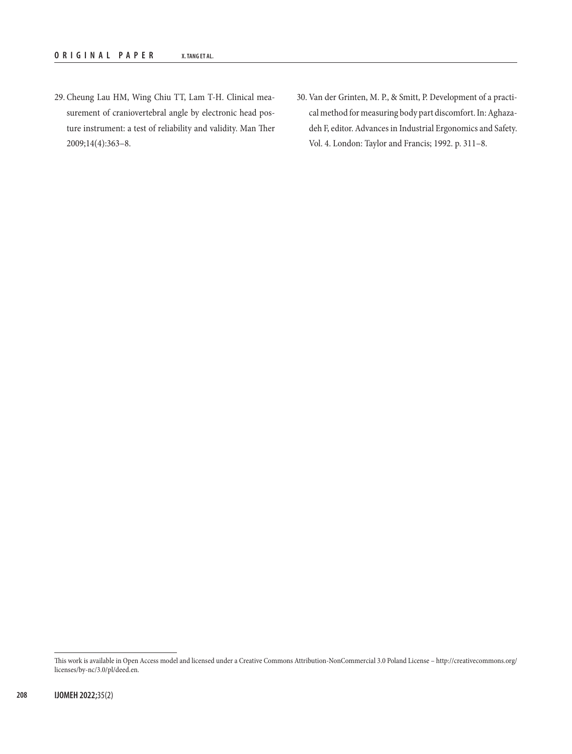29. Cheung Lau HM, Wing Chiu TT, Lam T-H. Clinical measurement of craniovertebral angle by electronic head posture instrument: a test of reliability and validity. Man Ther 2009;14(4):363–8.
30. Van der Grinten, M. P., & Smitt, P. Development of a practical method for measuring body part discomfort. In: Aghazadeh F, editor. Advances in Industrial Ergonomics and Safety. Vol. 4. London: Taylor and Francis; 1992. p. 311–8.

This work is available in Open Access model and licensed under a Creative Commons Attribution-NonCommercial 3.0 Poland License – http://creativecommons.org/licenses/by-nc/3.0/pl/deed.en.